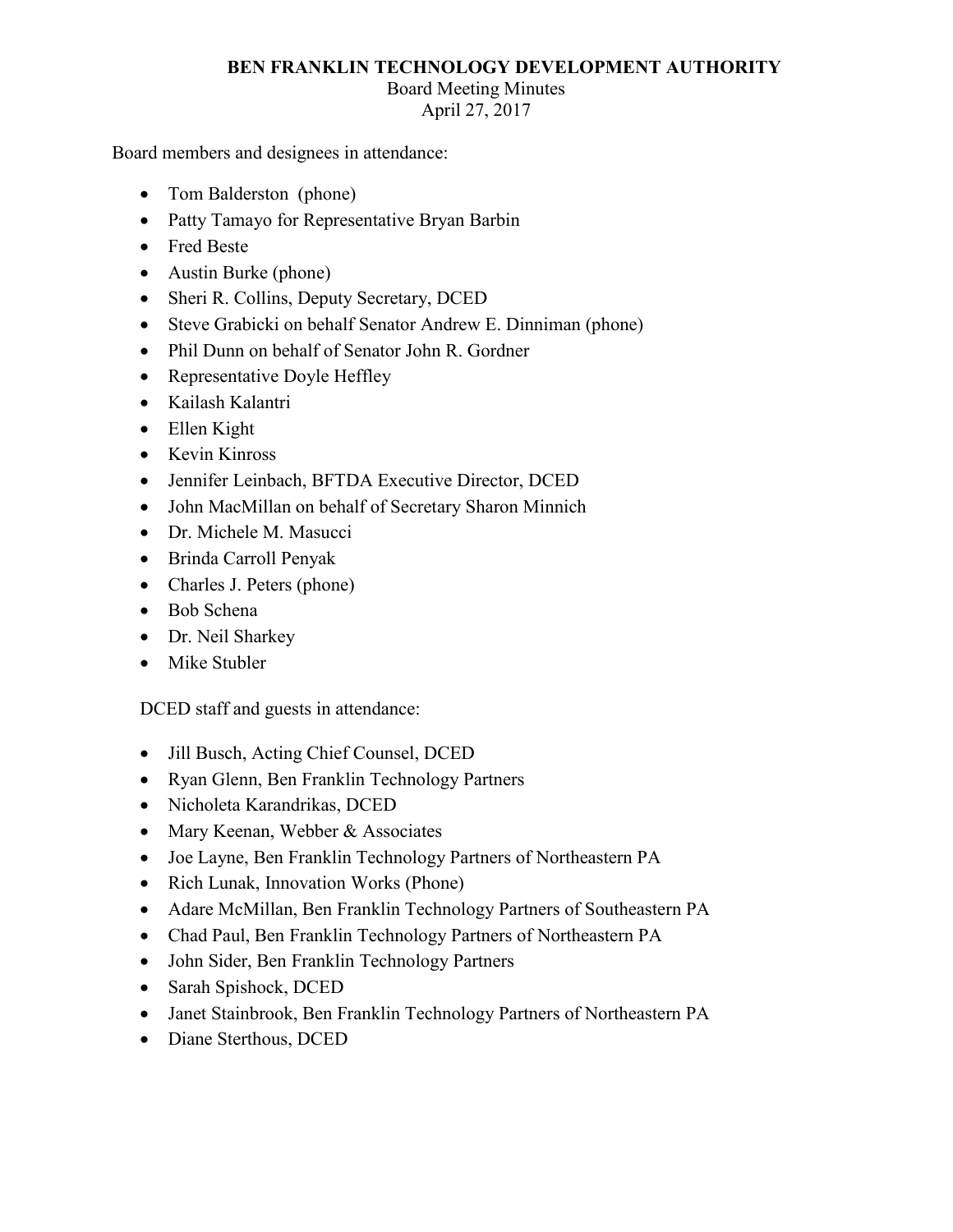# BEN FRANKLIN TECHNOLOGY DEVELOPMENT AUTHORITY

Board Meeting Minutes
April 27, 2017

Board members and designees in attendance:

- Tom Balderston (phone)
- Patty Tamayo for Representative Bryan Barbin
- Fred Beste
- Austin Burke (phone)
- Sheri R. Collins, Deputy Secretary, DCED
- Steve Grabicki on behalf Senator Andrew E. Dinniman (phone)
- Phil Dunn on behalf of Senator John R. Gordner
- Representative Doyle Heffley
- Kailash Kalantri
- Ellen Kight
- Kevin Kinross
- Jennifer Leinbach, BFTDA Executive Director, DCED
- John MacMillan on behalf of Secretary Sharon Minnich
- Dr. Michele M. Masucci
- Brinda Carroll Penyak
- Charles J. Peters (phone)
- Bob Schena
- Dr. Neil Sharkey
- Mike Stubler

DCED staff and guests in attendance:

- Jill Busch, Acting Chief Counsel, DCED
- Ryan Glenn, Ben Franklin Technology Partners
- Nicholeta Karandrikas, DCED
- Mary Keenan, Webber & Associates
- Joe Layne, Ben Franklin Technology Partners of Northeastern PA
- Rich Lunak, Innovation Works (Phone)
- Adare McMillan, Ben Franklin Technology Partners of Southeastern PA
- Chad Paul, Ben Franklin Technology Partners of Northeastern PA
- John Sider, Ben Franklin Technology Partners
- Sarah Spishock, DCED
- Janet Stainbrook, Ben Franklin Technology Partners of Northeastern PA
- Diane Sterthous, DCED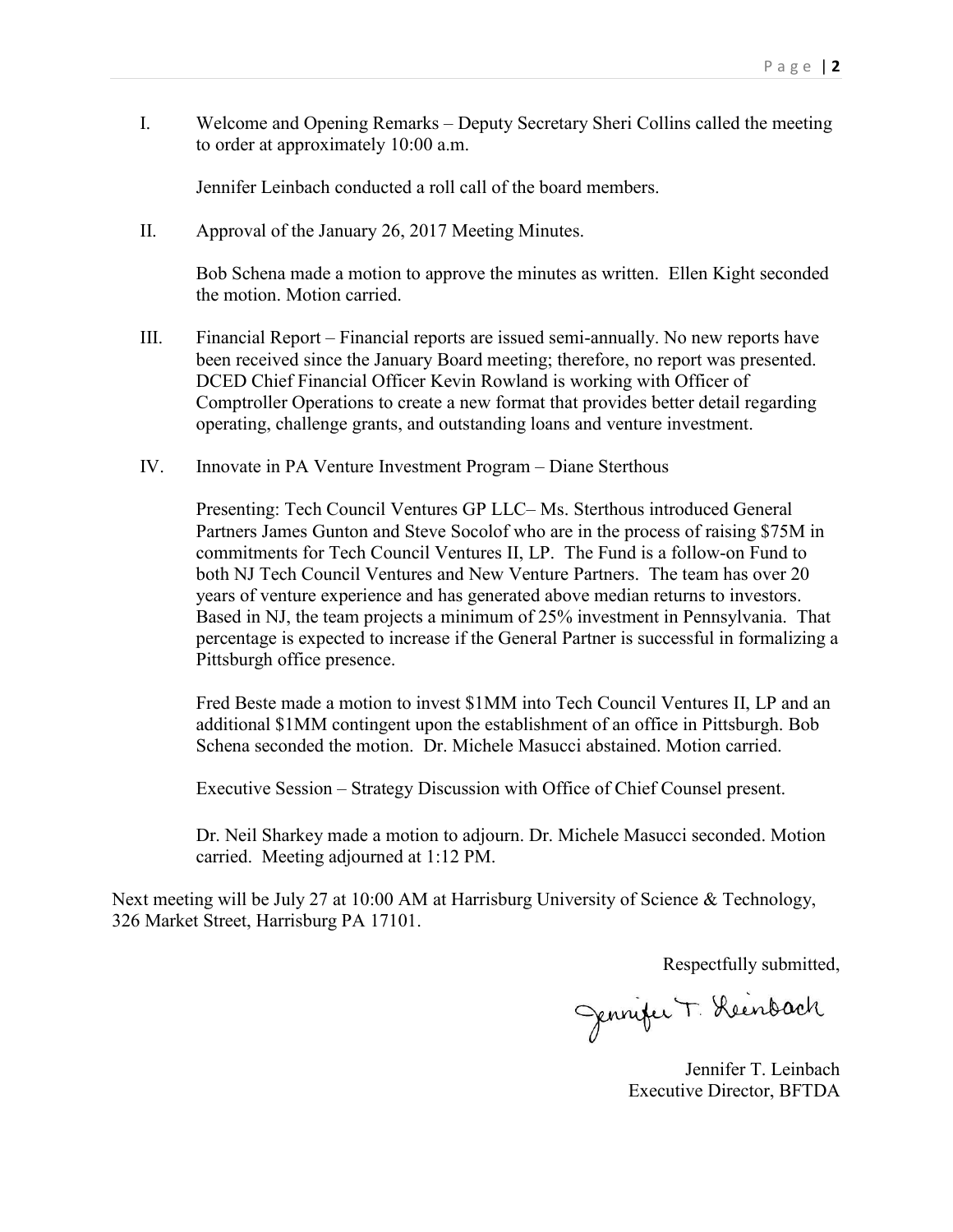I. Welcome and Opening Remarks – Deputy Secretary Sheri Collins called the meeting to order at approximately 10:00 a.m.

   Jennifer Leinbach conducted a roll call of the board members.

II. Approval of the January 26, 2017 Meeting Minutes.

   Bob Schena made a motion to approve the minutes as written. Ellen Kight seconded the motion. Motion carried.

III. Financial Report – Financial reports are issued semi-annually. No new reports have been received since the January Board meeting; therefore, no report was presented. DCED Chief Financial Officer Kevin Rowland is working with Officer of Comptroller Operations to create a new format that provides better detail regarding operating, challenge grants, and outstanding loans and venture investment.

IV. Innovate in PA Venture Investment Program – Diane Sterthous

   Presenting: Tech Council Ventures GP LLC– Ms. Sterthous introduced General Partners James Gunton and Steve Socolof who are in the process of raising $75M in commitments for Tech Council Ventures II, LP. The Fund is a follow-on Fund to both NJ Tech Council Ventures and New Venture Partners. The team has over 20 years of venture experience and has generated above median returns to investors. Based in NJ, the team projects a minimum of 25% investment in Pennsylvania. That percentage is expected to increase if the General Partner is successful in formalizing a Pittsburgh office presence.

   Fred Beste made a motion to invest $1MM into Tech Council Ventures II, LP and an additional $1MM contingent upon the establishment of an office in Pittsburgh. Bob Schena seconded the motion. Dr. Michele Masucci abstained. Motion carried.

   Executive Session – Strategy Discussion with Office of Chief Counsel present.

   Dr. Neil Sharkey made a motion to adjourn. Dr. Michele Masucci seconded. Motion carried. Meeting adjourned at 1:12 PM.

Next meeting will be July 27 at 10:00 AM at Harrisburg University of Science & Technology, 326 Market Street, Harrisburg PA 17101.

Respectfully submitted,

Jennifer T. Leinbach

Jennifer T. Leinbach
Executive Director, BFTDA